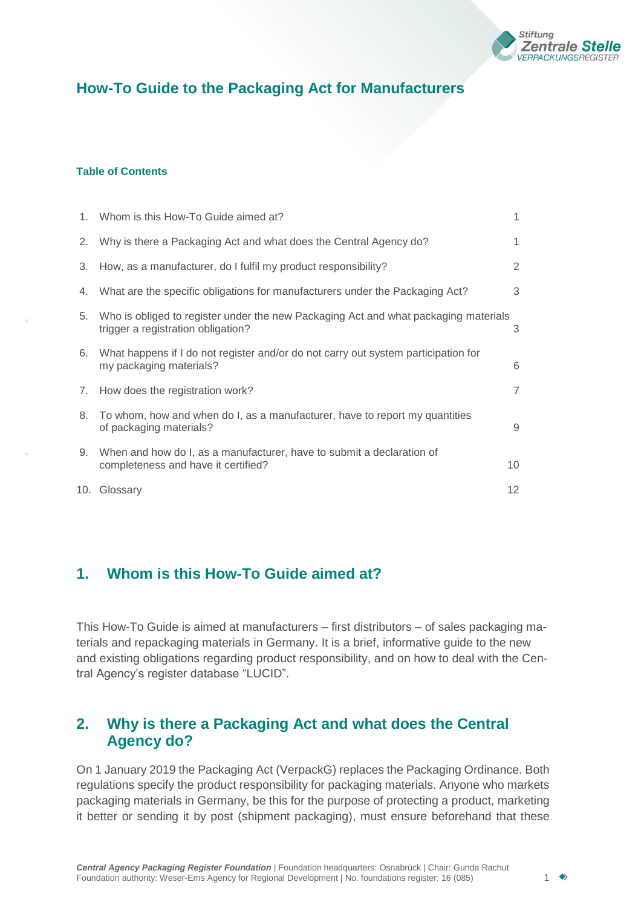# How-To Guide to the Packaging Act for Manufacturers

**Table of Contents**

| | | |
|---|---|---|
| 1. | Whom is this How-To Guide aimed at? | 1 |
| 2. | Why is there a Packaging Act and what does the Central Agency do? | 1 |
| 3. | How, as a manufacturer, do I fulfil my product responsibility? | 2 |
| 4. | What are the specific obligations for manufacturers under the Packaging Act? | 3 |
| 5. | Who is obliged to register under the new Packaging Act and what packaging materials trigger a registration obligation? | 3 |
| 6. | What happens if I do not register and/or do not carry out system participation for my packaging materials? | 6 |
| 7. | How does the registration work? | 7 |
| 8. | To whom, how and when do I, as a manufacturer, have to report my quantities of packaging materials? | 9 |
| 9. | When and how do I, as a manufacturer, have to submit a declaration of completeness and have it certified? | 10 |
| 10. | Glossary | 12 |

## 1. Whom is this How-To Guide aimed at?

This How-To Guide is aimed at manufacturers – first distributors – of sales packaging materials and repackaging materials in Germany. It is a brief, informative guide to the new and existing obligations regarding product responsibility, and on how to deal with the Central Agency's register database "LUCID".

## 2. Why is there a Packaging Act and what does the Central Agency do?

On 1 January 2019 the Packaging Act (VerpackG) replaces the Packaging Ordinance. Both regulations specify the product responsibility for packaging materials. Anyone who markets packaging materials in Germany, be this for the purpose of protecting a product, marketing it better or sending it by post (shipment packaging), must ensure beforehand that these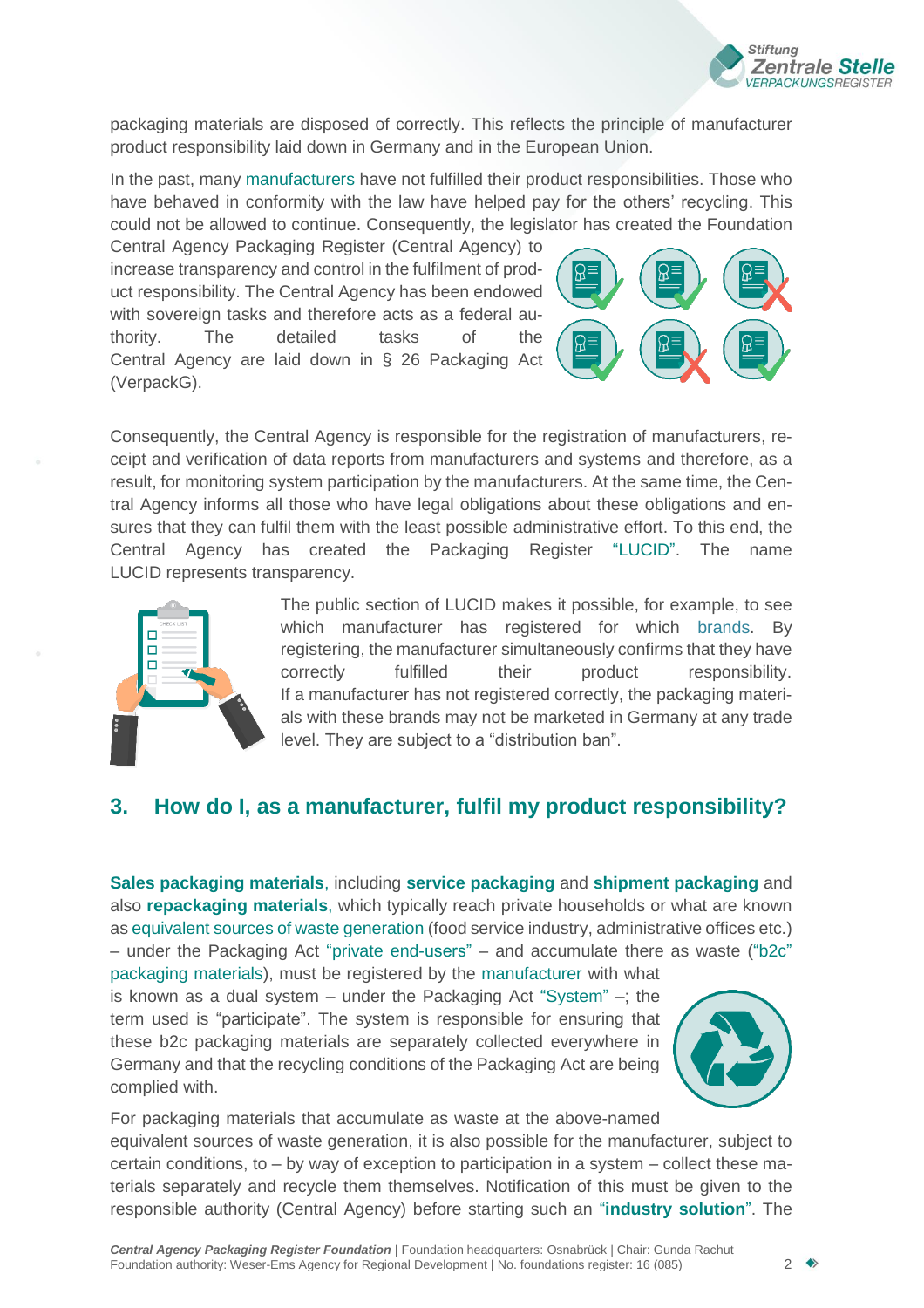packaging materials are disposed of correctly. This reflects the principle of manufacturer product responsibility laid down in Germany and in the European Union.

In the past, many manufacturers have not fulfilled their product responsibilities. Those who have behaved in conformity with the law have helped pay for the others' recycling. This could not be allowed to continue. Consequently, the legislator has created the Foundation Central Agency Packaging Register (Central Agency) to increase transparency and control in the fulfilment of product responsibility. The Central Agency has been endowed with sovereign tasks and therefore acts as a federal authority. The detailed tasks of the Central Agency are laid down in § 26 Packaging Act (VerpackG).

Consequently, the Central Agency is responsible for the registration of manufacturers, receipt and verification of data reports from manufacturers and systems and therefore, as a result, for monitoring system participation by the manufacturers. At the same time, the Central Agency informs all those who have legal obligations about these obligations and ensures that they can fulfil them with the least possible administrative effort. To this end, the Central Agency has created the Packaging Register "LUCID". The name LUCID represents transparency.

The public section of LUCID makes it possible, for example, to see which manufacturer has registered for which brands. By registering, the manufacturer simultaneously confirms that they have correctly fulfilled their product responsibility. If a manufacturer has not registered correctly, the packaging materials with these brands may not be marketed in Germany at any trade level. They are subject to a "distribution ban".

## 3. How do I, as a manufacturer, fulfil my product responsibility?

**Sales packaging materials**, including **service packaging** and **shipment packaging** and also **repackaging materials**, which typically reach private households or what are known as equivalent sources of waste generation (food service industry, administrative offices etc.) – under the Packaging Act "private end-users" – and accumulate there as waste ("b2c" packaging materials), must be registered by the manufacturer with what is known as a dual system – under the Packaging Act "System" –; the term used is "participate". The system is responsible for ensuring that these b2c packaging materials are separately collected everywhere in Germany and that the recycling conditions of the Packaging Act are being complied with.

For packaging materials that accumulate as waste at the above-named equivalent sources of waste generation, it is also possible for the manufacturer, subject to certain conditions, to – by way of exception to participation in a system – collect these materials separately and recycle them themselves. Notification of this must be given to the responsible authority (Central Agency) before starting such an "**industry solution**". The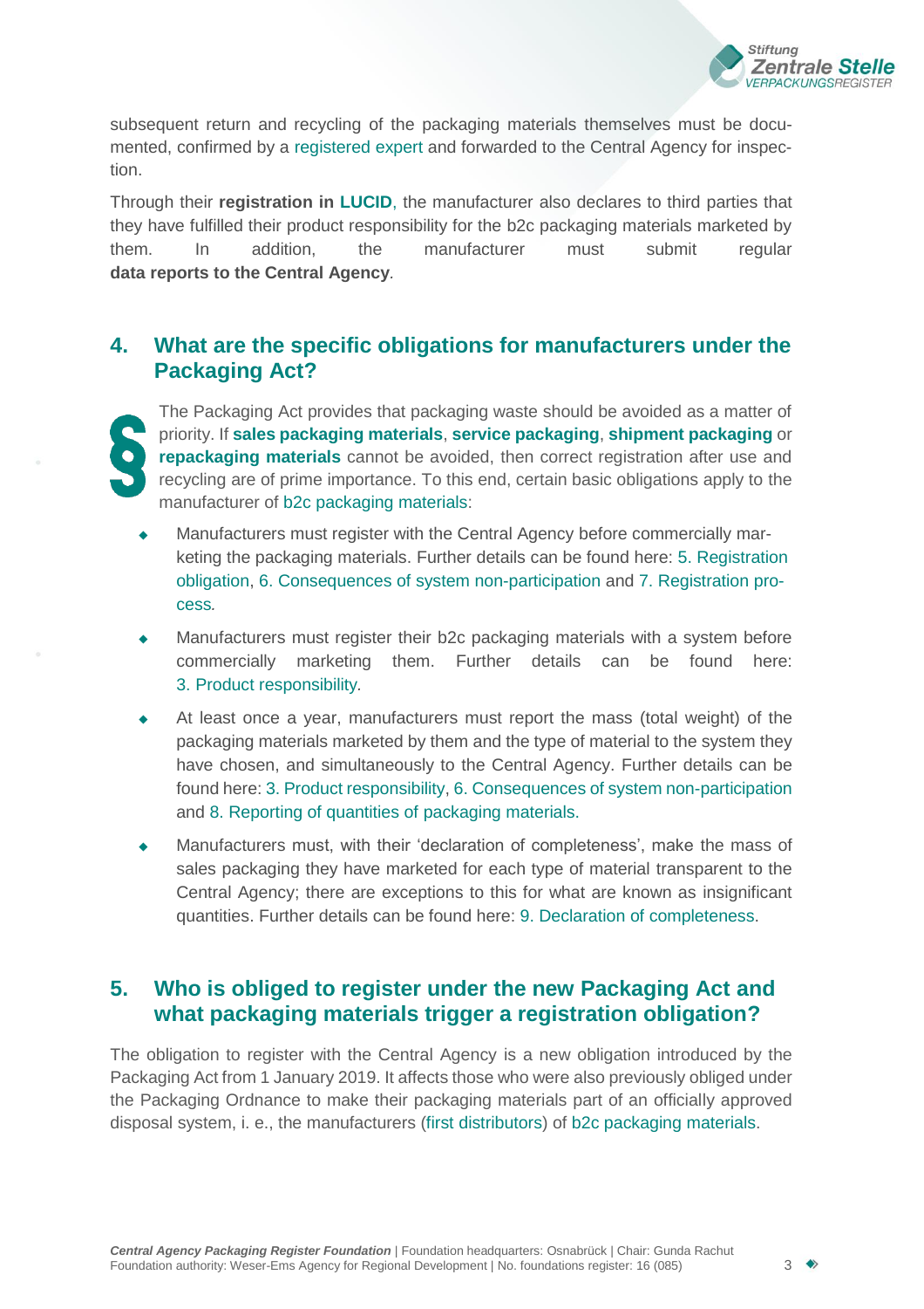subsequent return and recycling of the packaging materials themselves must be documented, confirmed by a registered expert and forwarded to the Central Agency for inspection.

Through their **registration in LUCID**, the manufacturer also declares to third parties that they have fulfilled their product responsibility for the b2c packaging materials marketed by them. In addition, the manufacturer must submit regular **data reports to the Central Agency**.

## 4. What are the specific obligations for manufacturers under the Packaging Act?

§ The Packaging Act provides that packaging waste should be avoided as a matter of priority. If **sales packaging materials**, **service packaging**, **shipment packaging** or **repackaging materials** cannot be avoided, then correct registration after use and recycling are of prime importance. To this end, certain basic obligations apply to the manufacturer of b2c packaging materials:

- Manufacturers must register with the Central Agency before commercially marketing the packaging materials. Further details can be found here: 5. Registration obligation, 6. Consequences of system non-participation and 7. Registration process.
- Manufacturers must register their b2c packaging materials with a system before commercially marketing them. Further details can be found here: 3. Product responsibility.
- At least once a year, manufacturers must report the mass (total weight) of the packaging materials marketed by them and the type of material to the system they have chosen, and simultaneously to the Central Agency. Further details can be found here: 3. Product responsibility, 6. Consequences of system non-participation and 8. Reporting of quantities of packaging materials.
- Manufacturers must, with their 'declaration of completeness', make the mass of sales packaging they have marketed for each type of material transparent to the Central Agency; there are exceptions to this for what are known as insignificant quantities. Further details can be found here: 9. Declaration of completeness.

## 5. Who is obliged to register under the new Packaging Act and what packaging materials trigger a registration obligation?

The obligation to register with the Central Agency is a new obligation introduced by the Packaging Act from 1 January 2019. It affects those who were also previously obliged under the Packaging Ordnance to make their packaging materials part of an officially approved disposal system, i. e., the manufacturers (first distributors) of b2c packaging materials.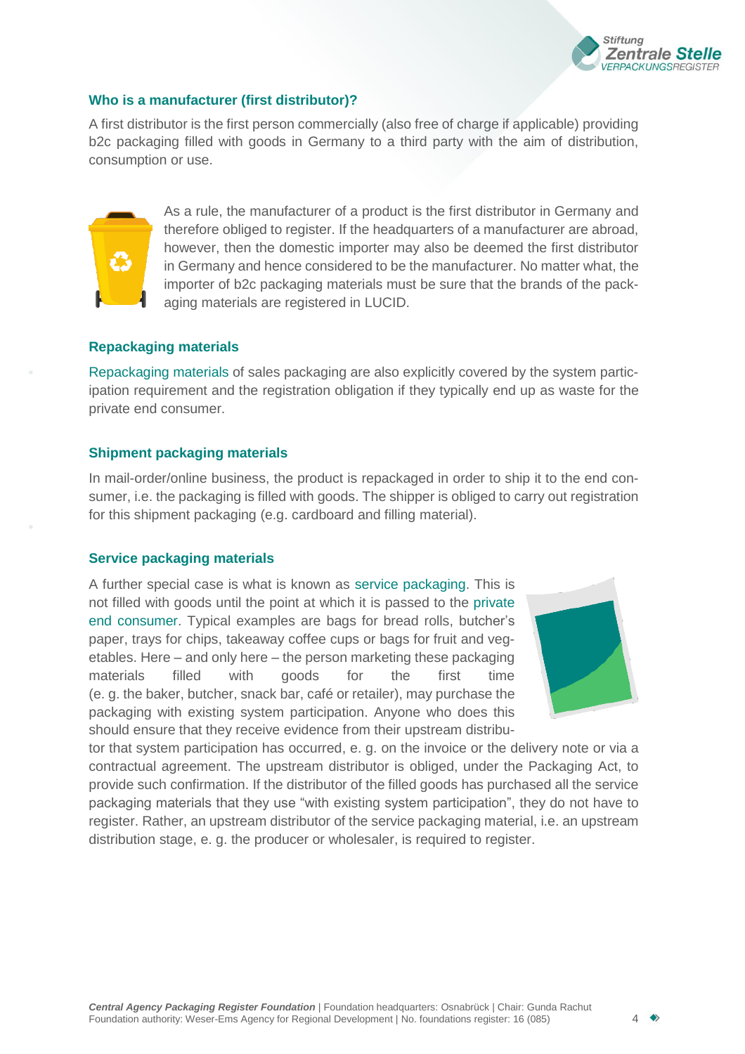### Who is a manufacturer (first distributor)?

A first distributor is the first person commercially (also free of charge if applicable) providing b2c packaging filled with goods in Germany to a third party with the aim of distribution, consumption or use.

As a rule, the manufacturer of a product is the first distributor in Germany and therefore obliged to register. If the headquarters of a manufacturer are abroad, however, then the domestic importer may also be deemed the first distributor in Germany and hence considered to be the manufacturer. No matter what, the importer of b2c packaging materials must be sure that the brands of the packaging materials are registered in LUCID.

### Repackaging materials

Repackaging materials of sales packaging are also explicitly covered by the system participation requirement and the registration obligation if they typically end up as waste for the private end consumer.

### Shipment packaging materials

In mail-order/online business, the product is repackaged in order to ship it to the end consumer, i.e. the packaging is filled with goods. The shipper is obliged to carry out registration for this shipment packaging (e.g. cardboard and filling material).

### Service packaging materials

A further special case is what is known as service packaging. This is not filled with goods until the point at which it is passed to the private end consumer. Typical examples are bags for bread rolls, butcher's paper, trays for chips, takeaway coffee cups or bags for fruit and vegetables. Here – and only here – the person marketing these packaging materials filled with goods for the first time (e. g. the baker, butcher, snack bar, café or retailer), may purchase the packaging with existing system participation. Anyone who does this should ensure that they receive evidence from their upstream distributor that system participation has occurred, e. g. on the invoice or the delivery note or via a contractual agreement. The upstream distributor is obliged, under the Packaging Act, to provide such confirmation. If the distributor of the filled goods has purchased all the service packaging materials that they use "with existing system participation", they do not have to register. Rather, an upstream distributor of the service packaging material, i.e. an upstream distribution stage, e. g. the producer or wholesaler, is required to register.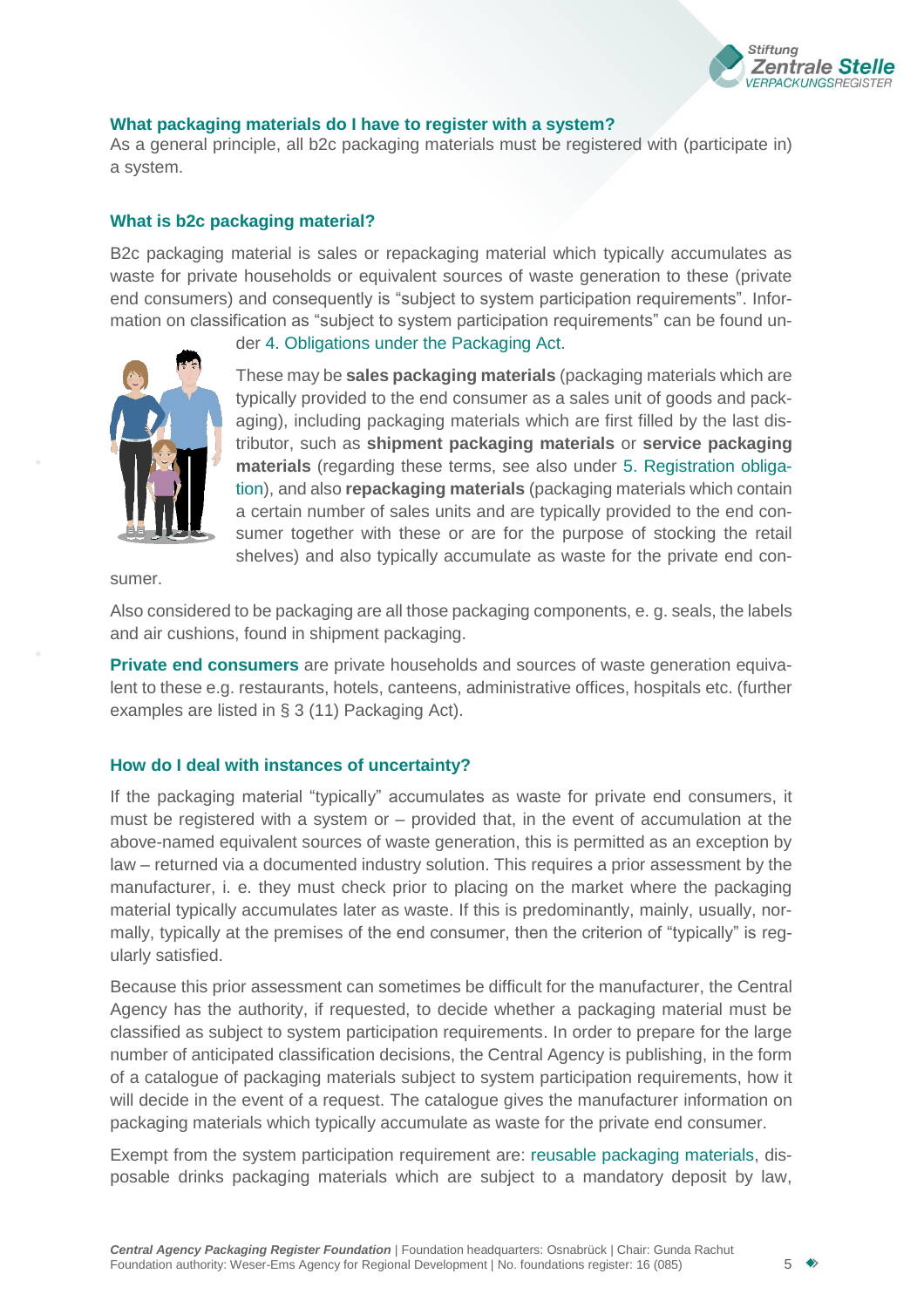### What packaging materials do I have to register with a system?

As a general principle, all b2c packaging materials must be registered with (participate in) a system.

### What is b2c packaging material?

B2c packaging material is sales or repackaging material which typically accumulates as waste for private households or equivalent sources of waste generation to these (private end consumers) and consequently is “subject to system participation requirements”. Information on classification as “subject to system participation requirements” can be found under 4. Obligations under the Packaging Act.

These may be **sales packaging materials** (packaging materials which are typically provided to the end consumer as a sales unit of goods and packaging), including packaging materials which are first filled by the last distributor, such as **shipment packaging materials** or **service packaging materials** (regarding these terms, see also under 5. Registration obligation), and also **repackaging materials** (packaging materials which contain a certain number of sales units and are typically provided to the end consumer together with these or are for the purpose of stocking the retail shelves) and also typically accumulate as waste for the private end consumer.

Also considered to be packaging are all those packaging components, e. g. seals, the labels and air cushions, found in shipment packaging.

**Private end consumers** are private households and sources of waste generation equivalent to these e.g. restaurants, hotels, canteens, administrative offices, hospitals etc. (further examples are listed in § 3 (11) Packaging Act).

### How do I deal with instances of uncertainty?

If the packaging material “typically” accumulates as waste for private end consumers, it must be registered with a system or – provided that, in the event of accumulation at the above-named equivalent sources of waste generation, this is permitted as an exception by law – returned via a documented industry solution. This requires a prior assessment by the manufacturer, i. e. they must check prior to placing on the market where the packaging material typically accumulates later as waste. If this is predominantly, mainly, usually, normally, typically at the premises of the end consumer, then the criterion of “typically” is regularly satisfied.

Because this prior assessment can sometimes be difficult for the manufacturer, the Central Agency has the authority, if requested, to decide whether a packaging material must be classified as subject to system participation requirements. In order to prepare for the large number of anticipated classification decisions, the Central Agency is publishing, in the form of a catalogue of packaging materials subject to system participation requirements, how it will decide in the event of a request. The catalogue gives the manufacturer information on packaging materials which typically accumulate as waste for the private end consumer.

Exempt from the system participation requirement are: reusable packaging materials, disposable drinks packaging materials which are subject to a mandatory deposit by law,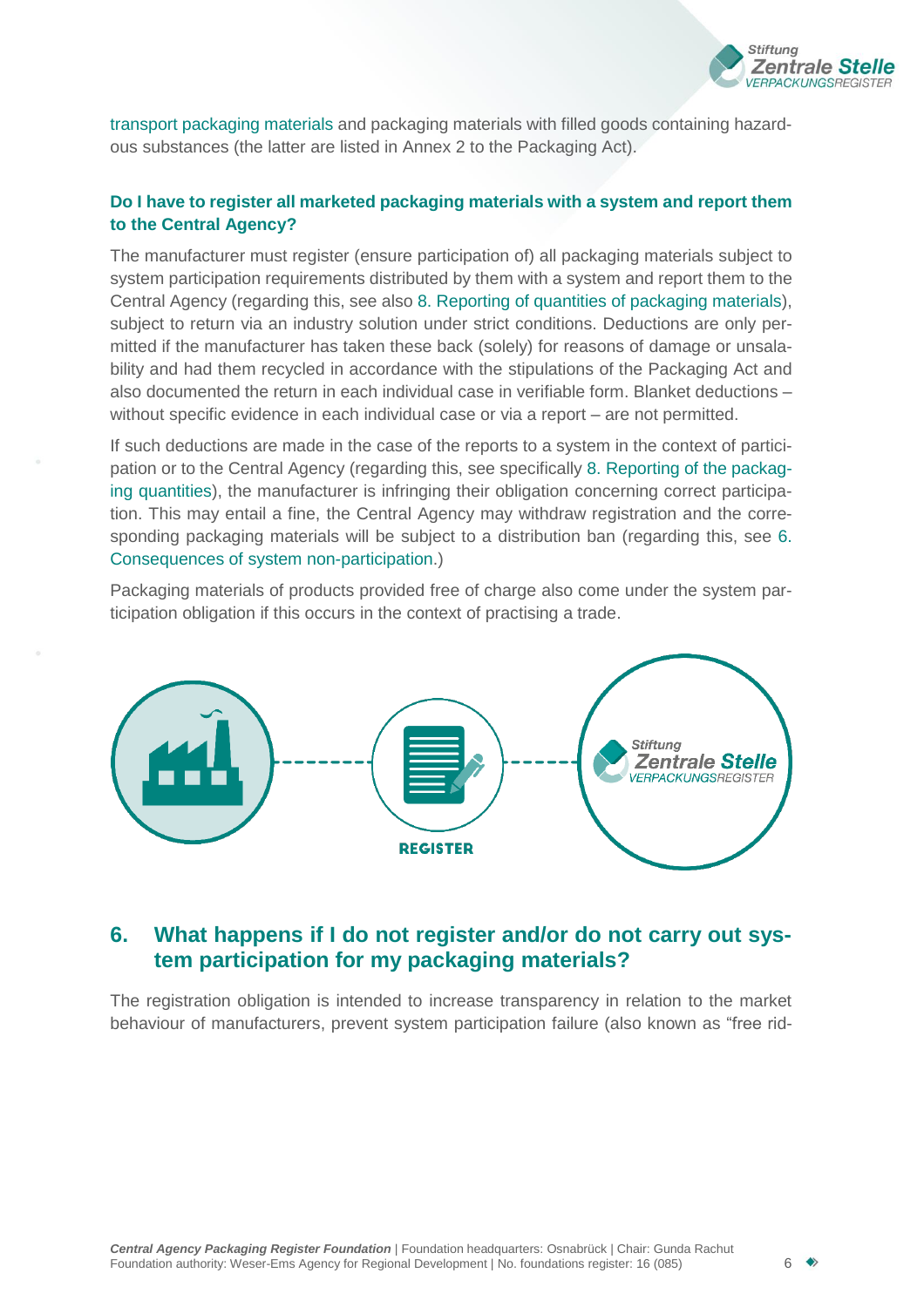transport packaging materials and packaging materials with filled goods containing hazardous substances (the latter are listed in Annex 2 to the Packaging Act).

**Do I have to register all marketed packaging materials with a system and report them to the Central Agency?**

The manufacturer must register (ensure participation of) all packaging materials subject to system participation requirements distributed by them with a system and report them to the Central Agency (regarding this, see also 8. Reporting of quantities of packaging materials), subject to return via an industry solution under strict conditions. Deductions are only permitted if the manufacturer has taken these back (solely) for reasons of damage or unsalability and had them recycled in accordance with the stipulations of the Packaging Act and also documented the return in each individual case in verifiable form. Blanket deductions – without specific evidence in each individual case or via a report – are not permitted.

If such deductions are made in the case of the reports to a system in the context of participation or to the Central Agency (regarding this, see specifically 8. Reporting of the packaging quantities), the manufacturer is infringing their obligation concerning correct participation. This may entail a fine, the Central Agency may withdraw registration and the corresponding packaging materials will be subject to a distribution ban (regarding this, see 6. Consequences of system non-participation.)

Packaging materials of products provided free of charge also come under the system participation obligation if this occurs in the context of practising a trade.

REGISTER

## 6. What happens if I do not register and/or do not carry out system participation for my packaging materials?

The registration obligation is intended to increase transparency in relation to the market behaviour of manufacturers, prevent system participation failure (also known as "free rid-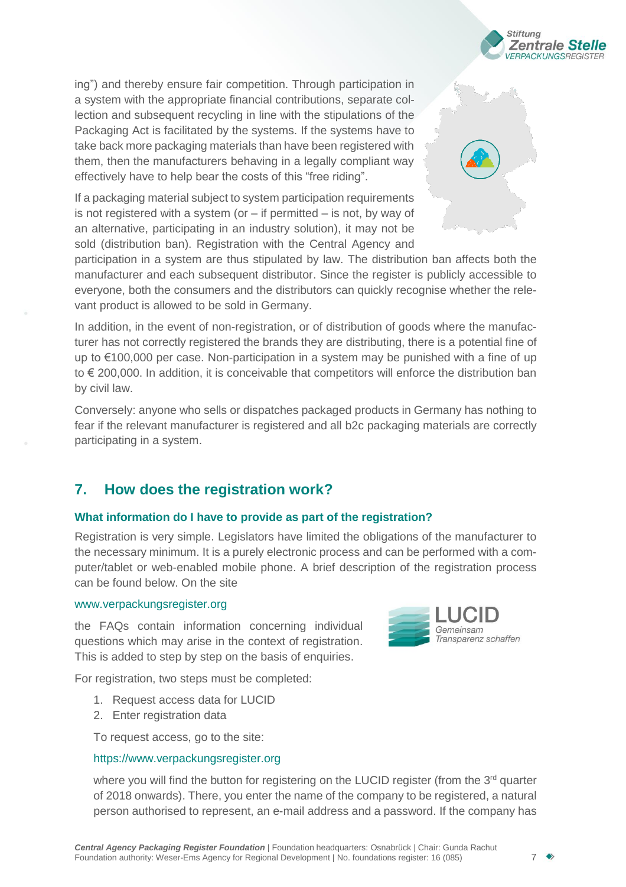ing") and thereby ensure fair competition. Through participation in a system with the appropriate financial contributions, separate collection and subsequent recycling in line with the stipulations of the Packaging Act is facilitated by the systems. If the systems have to take back more packaging materials than have been registered with them, then the manufacturers behaving in a legally compliant way effectively have to help bear the costs of this "free riding".

If a packaging material subject to system participation requirements is not registered with a system (or – if permitted – is not, by way of an alternative, participating in an industry solution), it may not be sold (distribution ban). Registration with the Central Agency and participation in a system are thus stipulated by law. The distribution ban affects both the manufacturer and each subsequent distributor. Since the register is publicly accessible to everyone, both the consumers and the distributors can quickly recognise whether the relevant product is allowed to be sold in Germany.

In addition, in the event of non-registration, or of distribution of goods where the manufacturer has not correctly registered the brands they are distributing, there is a potential fine of up to €100,000 per case. Non-participation in a system may be punished with a fine of up to € 200,000. In addition, it is conceivable that competitors will enforce the distribution ban by civil law.

Conversely: anyone who sells or dispatches packaged products in Germany has nothing to fear if the relevant manufacturer is registered and all b2c packaging materials are correctly participating in a system.

## 7. How does the registration work?

### What information do I have to provide as part of the registration?

Registration is very simple. Legislators have limited the obligations of the manufacturer to the necessary minimum. It is a purely electronic process and can be performed with a computer/tablet or web-enabled mobile phone. A brief description of the registration process can be found below. On the site

www.verpackungsregister.org

the FAQs contain information concerning individual questions which may arise in the context of registration. This is added to step by step on the basis of enquiries.

For registration, two steps must be completed:

1. Request access data for LUCID
2. Enter registration data

To request access, go to the site:

https://www.verpackungsregister.org

where you will find the button for registering on the LUCID register (from the 3rd quarter of 2018 onwards). There, you enter the name of the company to be registered, a natural person authorised to represent, an e-mail address and a password. If the company has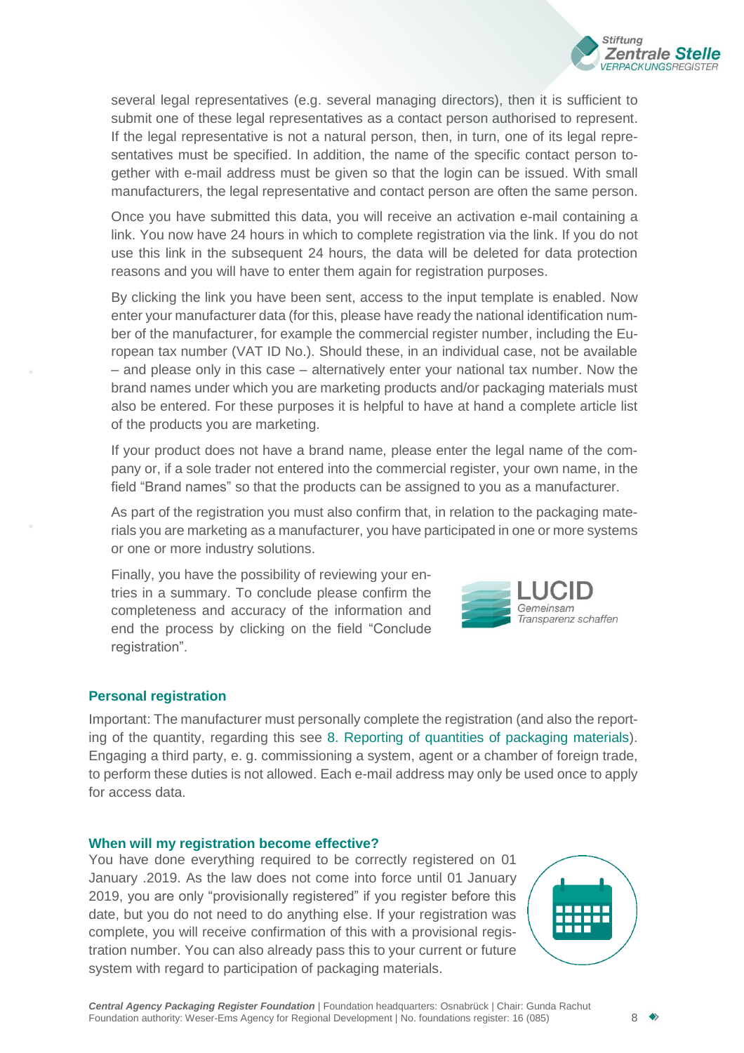several legal representatives (e.g. several managing directors), then it is sufficient to submit one of these legal representatives as a contact person authorised to represent. If the legal representative is not a natural person, then, in turn, one of its legal representatives must be specified. In addition, the name of the specific contact person together with e-mail address must be given so that the login can be issued. With small manufacturers, the legal representative and contact person are often the same person.

Once you have submitted this data, you will receive an activation e-mail containing a link. You now have 24 hours in which to complete registration via the link. If you do not use this link in the subsequent 24 hours, the data will be deleted for data protection reasons and you will have to enter them again for registration purposes.

By clicking the link you have been sent, access to the input template is enabled. Now enter your manufacturer data (for this, please have ready the national identification number of the manufacturer, for example the commercial register number, including the European tax number (VAT ID No.). Should these, in an individual case, not be available – and please only in this case – alternatively enter your national tax number. Now the brand names under which you are marketing products and/or packaging materials must also be entered. For these purposes it is helpful to have at hand a complete article list of the products you are marketing.

If your product does not have a brand name, please enter the legal name of the company or, if a sole trader not entered into the commercial register, your own name, in the field "Brand names" so that the products can be assigned to you as a manufacturer.

As part of the registration you must also confirm that, in relation to the packaging materials you are marketing as a manufacturer, you have participated in one or more systems or one or more industry solutions.

Finally, you have the possibility of reviewing your entries in a summary. To conclude please confirm the completeness and accuracy of the information and end the process by clicking on the field "Conclude registration".

LUCID
Gemeinsam Transparenz schaffen

### Personal registration

Important: The manufacturer must personally complete the registration (and also the reporting of the quantity, regarding this see 8. Reporting of quantities of packaging materials). Engaging a third party, e. g. commissioning a system, agent or a chamber of foreign trade, to perform these duties is not allowed. Each e-mail address may only be used once to apply for access data.

### When will my registration become effective?

You have done everything required to be correctly registered on 01 January .2019. As the law does not come into force until 01 January 2019, you are only "provisionally registered" if you register before this date, but you do not need to do anything else. If your registration was complete, you will receive confirmation of this with a provisional registration number. You can also already pass this to your current or future system with regard to participation of packaging materials.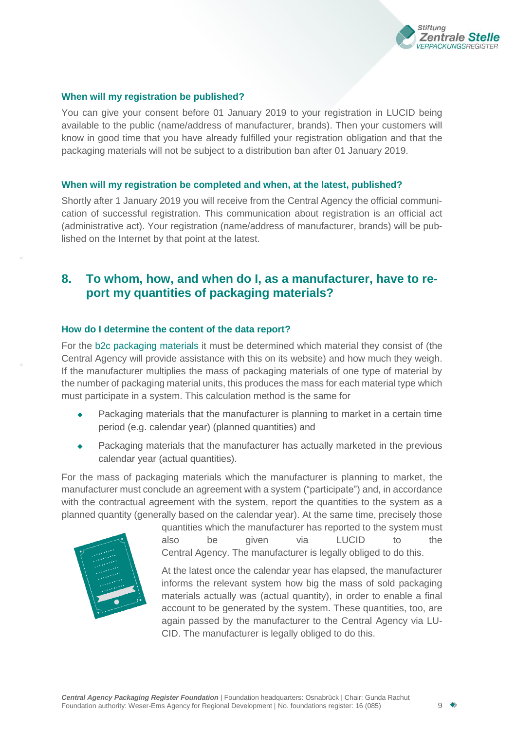### When will my registration be published?

You can give your consent before 01 January 2019 to your registration in LUCID being available to the public (name/address of manufacturer, brands). Then your customers will know in good time that you have already fulfilled your registration obligation and that the packaging materials will not be subject to a distribution ban after 01 January 2019.

### When will my registration be completed and when, at the latest, published?

Shortly after 1 January 2019 you will receive from the Central Agency the official communication of successful registration. This communication about registration is an official act (administrative act). Your registration (name/address of manufacturer, brands) will be published on the Internet by that point at the latest.

## 8. To whom, how, and when do I, as a manufacturer, have to report my quantities of packaging materials?

### How do I determine the content of the data report?

For the b2c packaging materials it must be determined which material they consist of (the Central Agency will provide assistance with this on its website) and how much they weigh. If the manufacturer multiplies the mass of packaging materials of one type of material by the number of packaging material units, this produces the mass for each material type which must participate in a system. This calculation method is the same for

- Packaging materials that the manufacturer is planning to market in a certain time period (e.g. calendar year) (planned quantities) and
- Packaging materials that the manufacturer has actually marketed in the previous calendar year (actual quantities).

For the mass of packaging materials which the manufacturer is planning to market, the manufacturer must conclude an agreement with a system ("participate") and, in accordance with the contractual agreement with the system, report the quantities to the system as a planned quantity (generally based on the calendar year). At the same time, precisely those quantities which the manufacturer has reported to the system must also be given via LUCID to the Central Agency. The manufacturer is legally obliged to do this.

At the latest once the calendar year has elapsed, the manufacturer informs the relevant system how big the mass of sold packaging materials actually was (actual quantity), in order to enable a final account to be generated by the system. These quantities, too, are again passed by the manufacturer to the Central Agency via LUCID. The manufacturer is legally obliged to do this.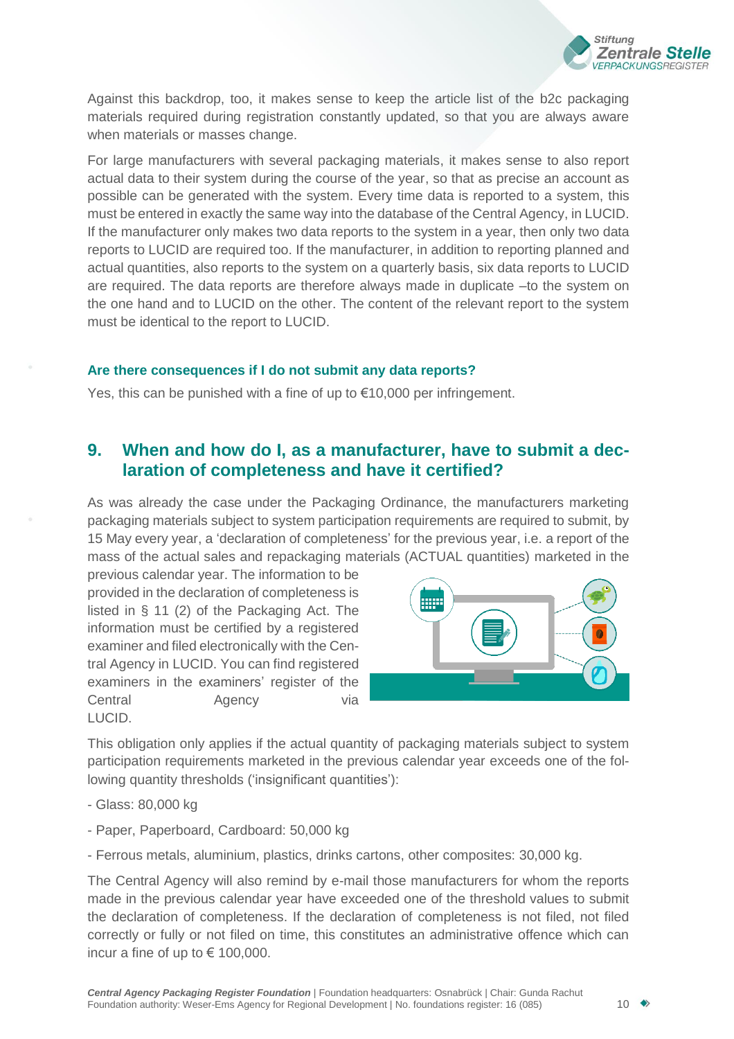Against this backdrop, too, it makes sense to keep the article list of the b2c packaging materials required during registration constantly updated, so that you are always aware when materials or masses change.

For large manufacturers with several packaging materials, it makes sense to also report actual data to their system during the course of the year, so that as precise an account as possible can be generated with the system. Every time data is reported to a system, this must be entered in exactly the same way into the database of the Central Agency, in LUCID. If the manufacturer only makes two data reports to the system in a year, then only two data reports to LUCID are required too. If the manufacturer, in addition to reporting planned and actual quantities, also reports to the system on a quarterly basis, six data reports to LUCID are required. The data reports are therefore always made in duplicate –to the system on the one hand and to LUCID on the other. The content of the relevant report to the system must be identical to the report to LUCID.

### Are there consequences if I do not submit any data reports?

Yes, this can be punished with a fine of up to €10,000 per infringement.

## 9. When and how do I, as a manufacturer, have to submit a declaration of completeness and have it certified?

As was already the case under the Packaging Ordinance, the manufacturers marketing packaging materials subject to system participation requirements are required to submit, by 15 May every year, a 'declaration of completeness' for the previous year, i.e. a report of the mass of the actual sales and repackaging materials (ACTUAL quantities) marketed in the previous calendar year. The information to be provided in the declaration of completeness is listed in § 11 (2) of the Packaging Act. The information must be certified by a registered examiner and filed electronically with the Central Agency in LUCID. You can find registered examiners in the examiners' register of the Central Agency via LUCID.

This obligation only applies if the actual quantity of packaging materials subject to system participation requirements marketed in the previous calendar year exceeds one of the following quantity thresholds ('insignificant quantities'):

- Glass: 80,000 kg
- Paper, Paperboard, Cardboard: 50,000 kg
- Ferrous metals, aluminium, plastics, drinks cartons, other composites: 30,000 kg.

The Central Agency will also remind by e-mail those manufacturers for whom the reports made in the previous calendar year have exceeded one of the threshold values to submit the declaration of completeness. If the declaration of completeness is not filed, not filed correctly or fully or not filed on time, this constitutes an administrative offence which can incur a fine of up to € 100,000.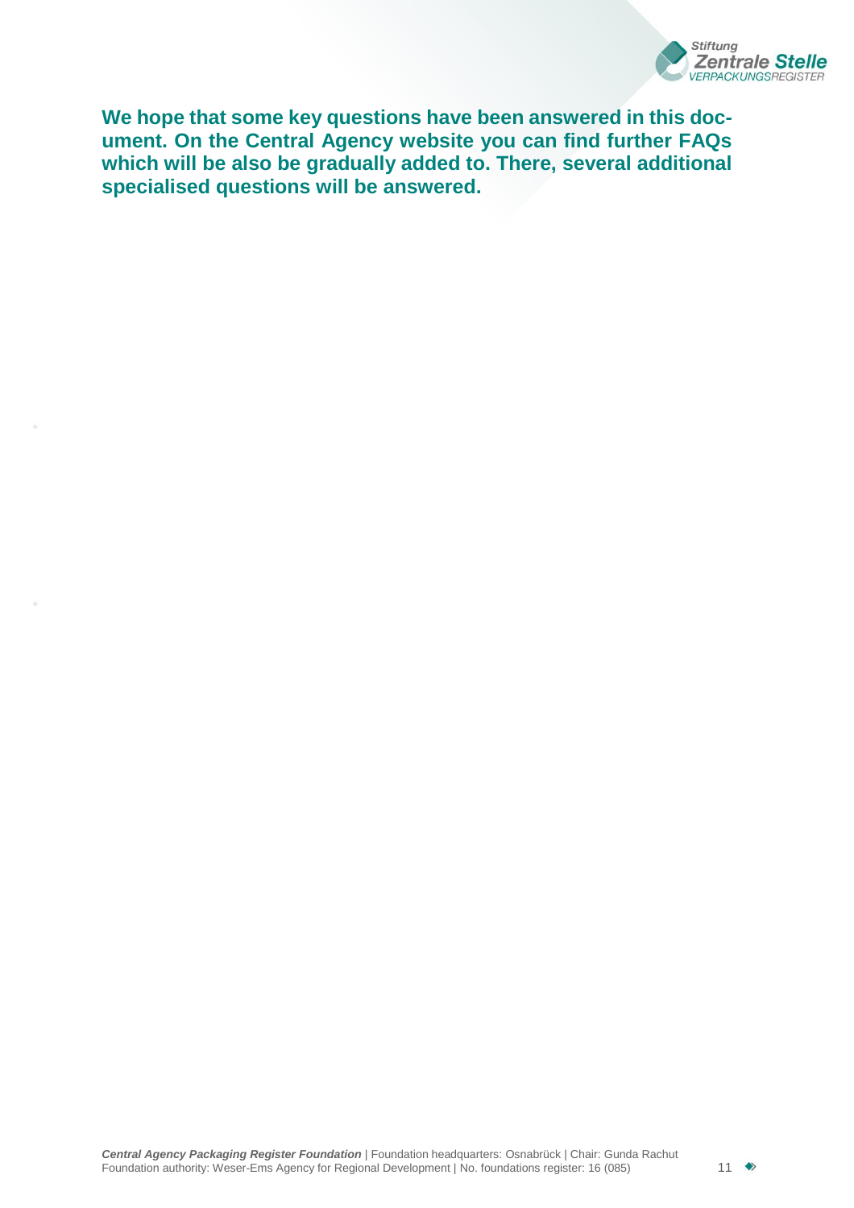**We hope that some key questions have been answered in this document. On the Central Agency website you can find further FAQs which will be also be gradually added to. There, several additional specialised questions will be answered.**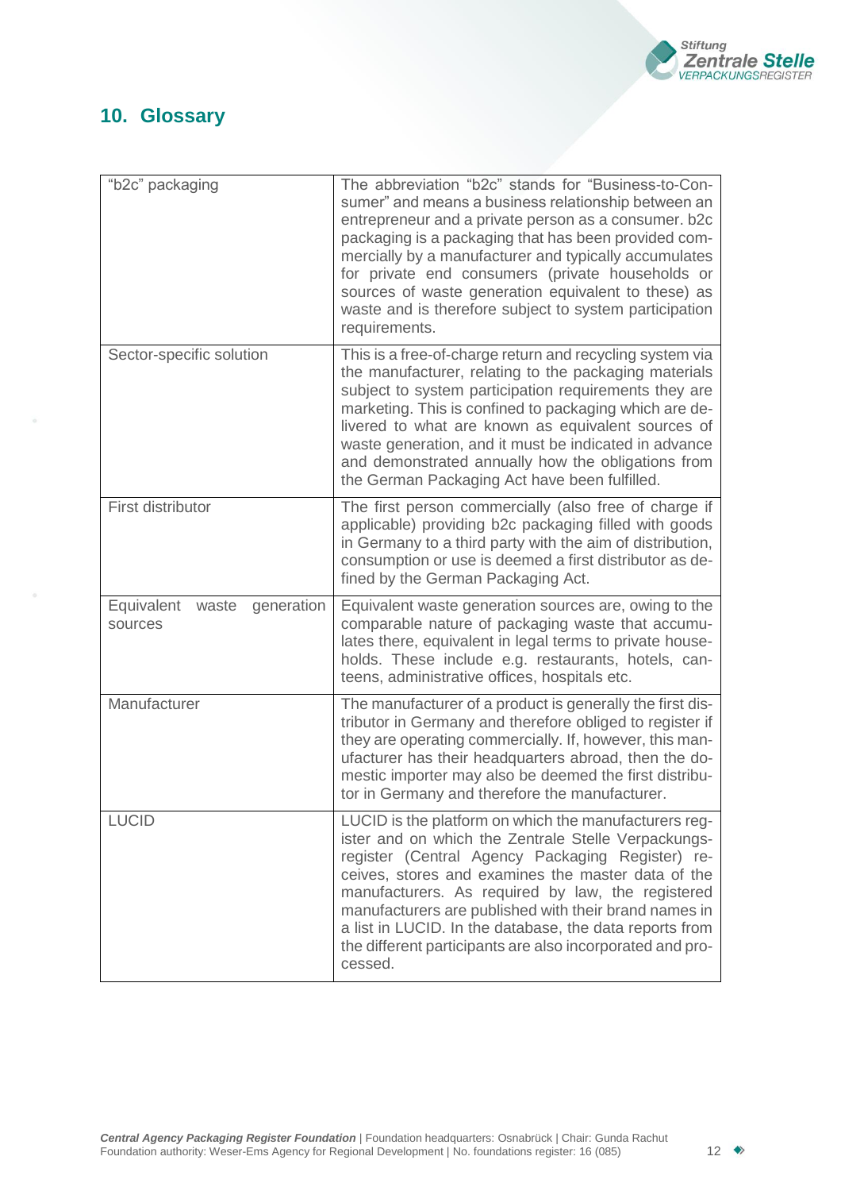## 10. Glossary

| Term | Definition |
|---|---|
| "b2c" packaging | The abbreviation "b2c" stands for "Business-to-Consumer" and means a business relationship between an entrepreneur and a private person as a consumer. b2c packaging is a packaging that has been provided commercially by a manufacturer and typically accumulates for private end consumers (private households or sources of waste generation equivalent to these) as waste and is therefore subject to system participation requirements. |
| Sector-specific solution | This is a free-of-charge return and recycling system via the manufacturer, relating to the packaging materials subject to system participation requirements they are marketing. This is confined to packaging which are delivered to what are known as equivalent sources of waste generation, and it must be indicated in advance and demonstrated annually how the obligations from the German Packaging Act have been fulfilled. |
| First distributor | The first person commercially (also free of charge if applicable) providing b2c packaging filled with goods in Germany to a third party with the aim of distribution, consumption or use is deemed a first distributor as defined by the German Packaging Act. |
| Equivalent waste generation sources | Equivalent waste generation sources are, owing to the comparable nature of packaging waste that accumulates there, equivalent in legal terms to private households. These include e.g. restaurants, hotels, canteens, administrative offices, hospitals etc. |
| Manufacturer | The manufacturer of a product is generally the first distributor in Germany and therefore obliged to register if they are operating commercially. If, however, this manufacturer has their headquarters abroad, then the domestic importer may also be deemed the first distributor in Germany and therefore the manufacturer. |
| LUCID | LUCID is the platform on which the manufacturers register and on which the Zentrale Stelle Verpackungsregister (Central Agency Packaging Register) receives, stores and examines the master data of the manufacturers. As required by law, the registered manufacturers are published with their brand names in a list in LUCID. In the database, the data reports from the different participants are also incorporated and processed. |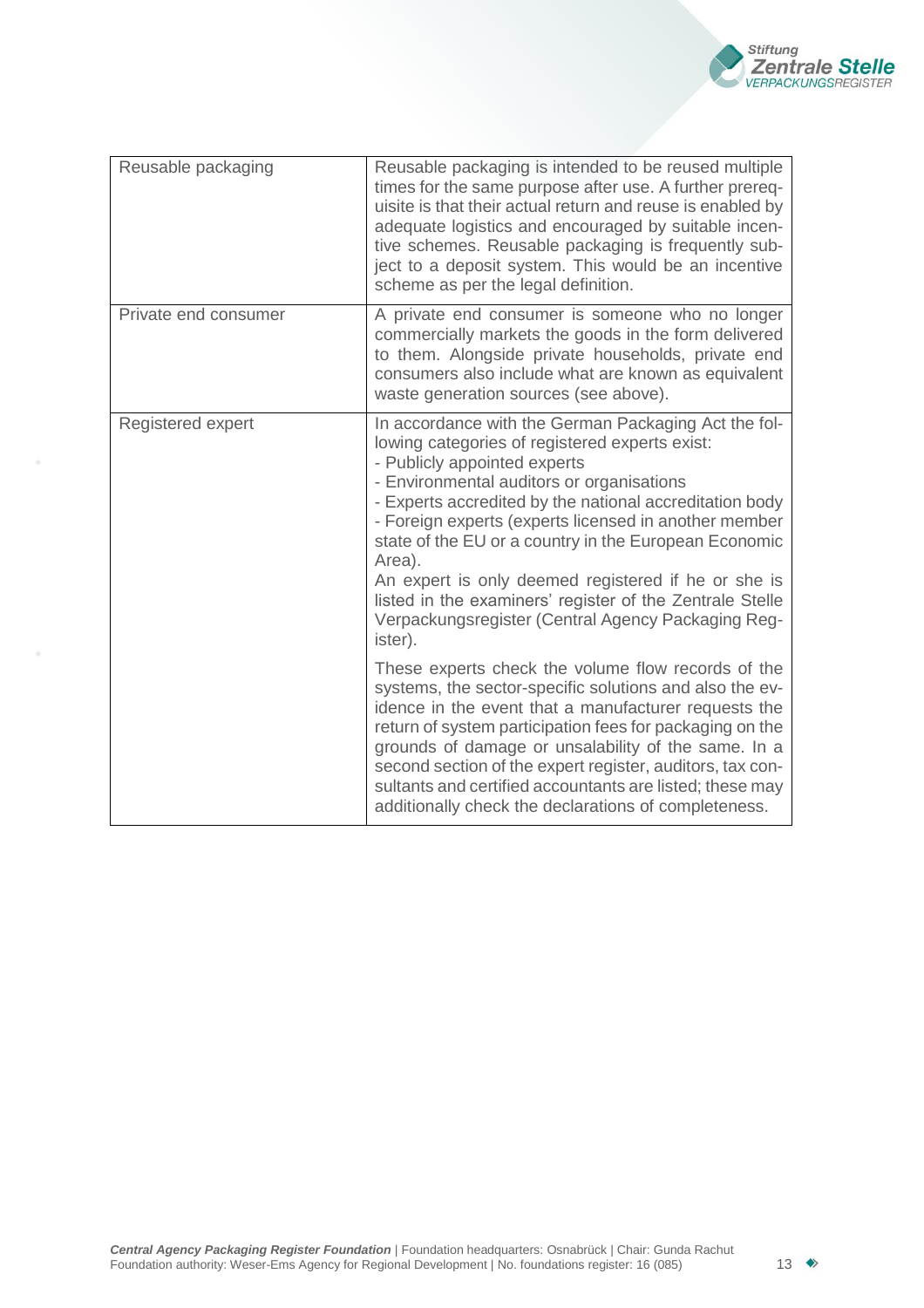| | |
|---|---|
| Reusable packaging | Reusable packaging is intended to be reused multiple times for the same purpose after use. A further prerequisite is that their actual return and reuse is enabled by adequate logistics and encouraged by suitable incentive schemes. Reusable packaging is frequently subject to a deposit system. This would be an incentive scheme as per the legal definition. |
| Private end consumer | A private end consumer is someone who no longer commercially markets the goods in the form delivered to them. Alongside private households, private end consumers also include what are known as equivalent waste generation sources (see above). |
| Registered expert | In accordance with the German Packaging Act the following categories of registered experts exist:<br>- Publicly appointed experts<br>- Environmental auditors or organisations<br>- Experts accredited by the national accreditation body<br>- Foreign experts (experts licensed in another member state of the EU or a country in the European Economic Area).<br>An expert is only deemed registered if he or she is listed in the examiners' register of the Zentrale Stelle Verpackungsregister (Central Agency Packaging Register).<br><br>These experts check the volume flow records of the systems, the sector-specific solutions and also the evidence in the event that a manufacturer requests the return of system participation fees for packaging on the grounds of damage or unsalability of the same. In a second section of the expert register, auditors, tax consultants and certified accountants are listed; these may additionally check the declarations of completeness. |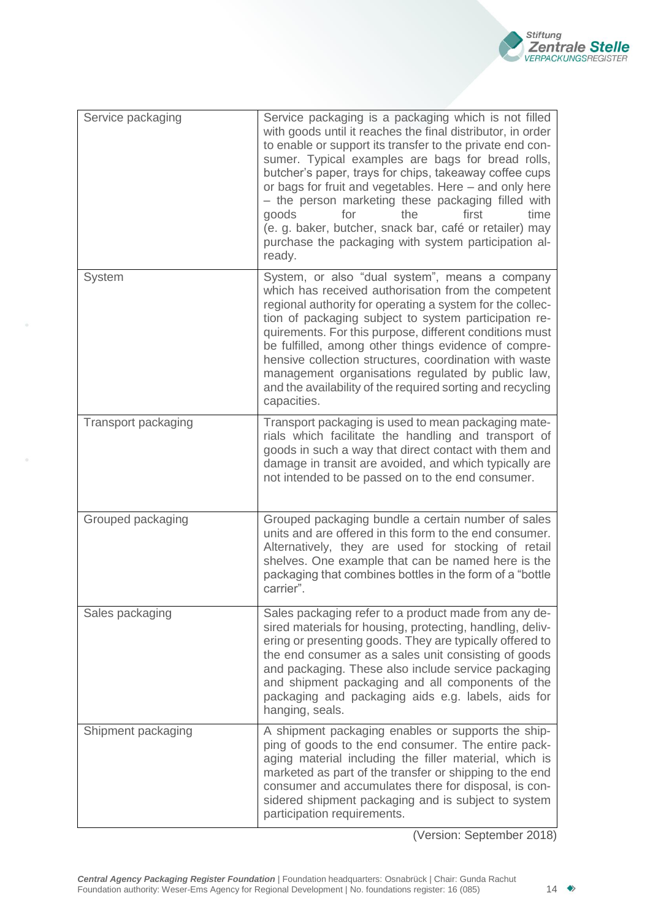| | |
|---|---|
| Service packaging | Service packaging is a packaging which is not filled with goods until it reaches the final distributor, in order to enable or support its transfer to the private end consumer. Typical examples are bags for bread rolls, butcher's paper, trays for chips, takeaway coffee cups or bags for fruit and vegetables. Here – and only here – the person marketing these packaging filled with goods for the first time (e. g. baker, butcher, snack bar, café or retailer) may purchase the packaging with system participation already. |
| System | System, or also "dual system", means a company which has received authorisation from the competent regional authority for operating a system for the collection of packaging subject to system participation requirements. For this purpose, different conditions must be fulfilled, among other things evidence of comprehensive collection structures, coordination with waste management organisations regulated by public law, and the availability of the required sorting and recycling capacities. |
| Transport packaging | Transport packaging is used to mean packaging materials which facilitate the handling and transport of goods in such a way that direct contact with them and damage in transit are avoided, and which typically are not intended to be passed on to the end consumer. |
| Grouped packaging | Grouped packaging bundle a certain number of sales units and are offered in this form to the end consumer. Alternatively, they are used for stocking of retail shelves. One example that can be named here is the packaging that combines bottles in the form of a "bottle carrier". |
| Sales packaging | Sales packaging refer to a product made from any desired materials for housing, protecting, handling, delivering or presenting goods. They are typically offered to the end consumer as a sales unit consisting of goods and packaging. These also include service packaging and shipment packaging and all components of the packaging and packaging aids e.g. labels, aids for hanging, seals. |
| Shipment packaging | A shipment packaging enables or supports the shipping of goods to the end consumer. The entire packaging material including the filler material, which is marketed as part of the transfer or shipping to the end consumer and accumulates there for disposal, is considered shipment packaging and is subject to system participation requirements. |

(Version: September 2018)